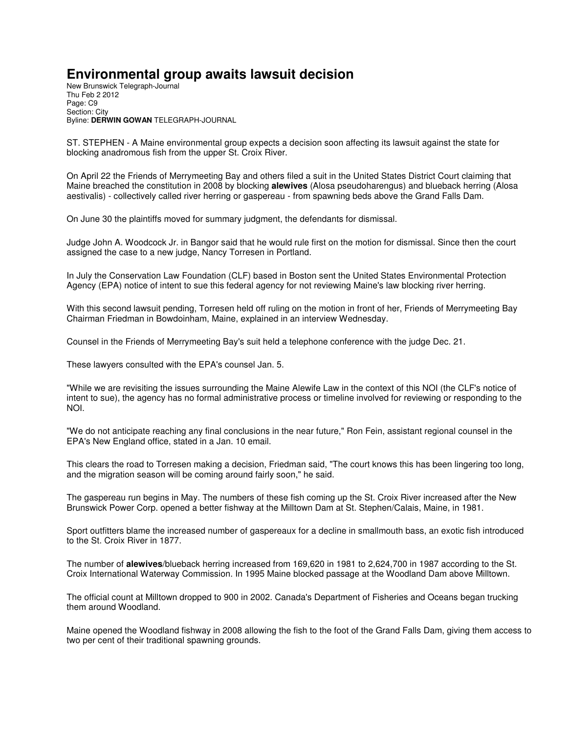# Environmental group awaits lawsuit decision

New Brunswick Telegraph-Journal
Thu Feb 2 2012
Page: C9
Section: City
Byline: **DERWIN GOWAN** TELEGRAPH-JOURNAL

ST. STEPHEN - A Maine environmental group expects a decision soon affecting its lawsuit against the state for blocking anadromous fish from the upper St. Croix River.

On April 22 the Friends of Merrymeeting Bay and others filed a suit in the United States District Court claiming that Maine breached the constitution in 2008 by blocking **alewives** (Alosa pseudoharengus) and blueback herring (Alosa aestivalis) - collectively called river herring or gaspereau - from spawning beds above the Grand Falls Dam.

On June 30 the plaintiffs moved for summary judgment, the defendants for dismissal.

Judge John A. Woodcock Jr. in Bangor said that he would rule first on the motion for dismissal. Since then the court assigned the case to a new judge, Nancy Torresen in Portland.

In July the Conservation Law Foundation (CLF) based in Boston sent the United States Environmental Protection Agency (EPA) notice of intent to sue this federal agency for not reviewing Maine's law blocking river herring.

With this second lawsuit pending, Torresen held off ruling on the motion in front of her, Friends of Merrymeeting Bay Chairman Friedman in Bowdoinham, Maine, explained in an interview Wednesday.

Counsel in the Friends of Merrymeeting Bay's suit held a telephone conference with the judge Dec. 21.

These lawyers consulted with the EPA's counsel Jan. 5.

"While we are revisiting the issues surrounding the Maine Alewife Law in the context of this NOI (the CLF's notice of intent to sue), the agency has no formal administrative process or timeline involved for reviewing or responding to the NOI.

"We do not anticipate reaching any final conclusions in the near future," Ron Fein, assistant regional counsel in the EPA's New England office, stated in a Jan. 10 email.

This clears the road to Torresen making a decision, Friedman said, "The court knows this has been lingering too long, and the migration season will be coming around fairly soon," he said.

The gaspereau run begins in May. The numbers of these fish coming up the St. Croix River increased after the New Brunswick Power Corp. opened a better fishway at the Milltown Dam at St. Stephen/Calais, Maine, in 1981.

Sport outfitters blame the increased number of gaspereaux for a decline in smallmouth bass, an exotic fish introduced to the St. Croix River in 1877.

The number of **alewives**/blueback herring increased from 169,620 in 1981 to 2,624,700 in 1987 according to the St. Croix International Waterway Commission. In 1995 Maine blocked passage at the Woodland Dam above Milltown.

The official count at Milltown dropped to 900 in 2002. Canada's Department of Fisheries and Oceans began trucking them around Woodland.

Maine opened the Woodland fishway in 2008 allowing the fish to the foot of the Grand Falls Dam, giving them access to two per cent of their traditional spawning grounds.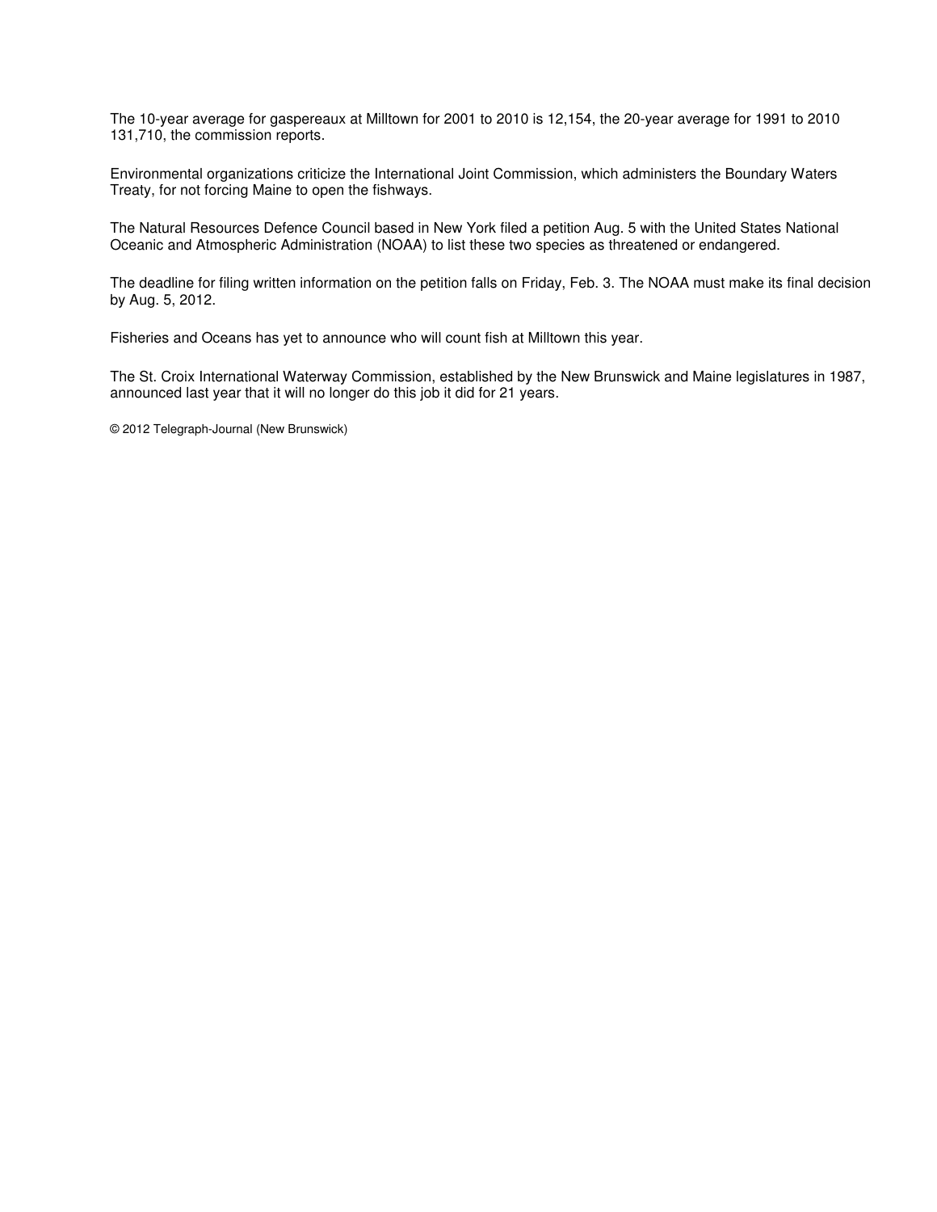The 10-year average for gaspereaux at Milltown for 2001 to 2010 is 12,154, the 20-year average for 1991 to 2010 131,710, the commission reports.

Environmental organizations criticize the International Joint Commission, which administers the Boundary Waters Treaty, for not forcing Maine to open the fishways.

The Natural Resources Defence Council based in New York filed a petition Aug. 5 with the United States National Oceanic and Atmospheric Administration (NOAA) to list these two species as threatened or endangered.

The deadline for filing written information on the petition falls on Friday, Feb. 3. The NOAA must make its final decision by Aug. 5, 2012.

Fisheries and Oceans has yet to announce who will count fish at Milltown this year.

The St. Croix International Waterway Commission, established by the New Brunswick and Maine legislatures in 1987, announced last year that it will no longer do this job it did for 21 years.

© 2012 Telegraph-Journal (New Brunswick)